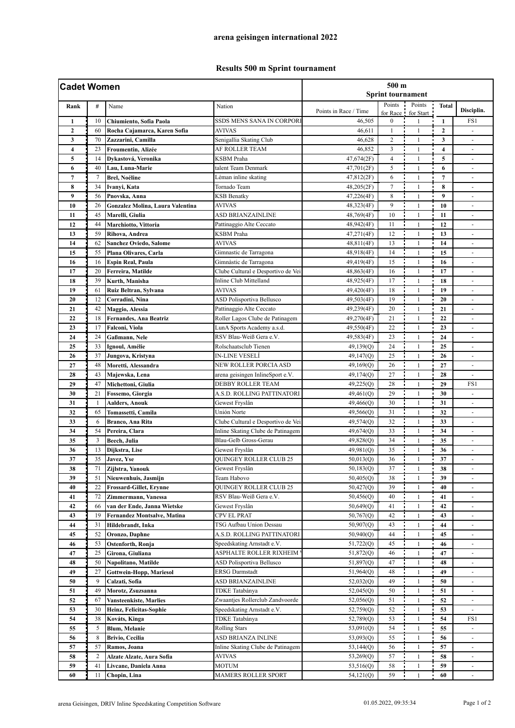# arena geisingen international 2022

## Results 500 m Sprint tournament

| Cadet Women | | | | 500 m Sprint tournament | | | | |
|---|---|---|---|---|---|---|---|---|
| Rank | # | Name | Nation | Points in Race / Time | Points for Race | Points for Start | Total | Disciplin. |
| 1 | 10 | Chiumiento, Sofia Paola | SSDS MENS SANA IN CORPORI | 46,505 | 0 | 1 | 1 | FS1 |
| 2 | 60 | Rocha Cajamarca, Karen Sofia | AVIVAS | 46,611 | 1 | 1 | 2 | - |
| 3 | 70 | Zazzarini, Camilla | Senigallia Skating Club | 46,628 | 2 | 1 | 3 | - |
| 4 | 23 | Froumentin, Alizée | AF ROLLER TEAM | 46,852 | 3 | 1 | 4 | - |
| 5 | 14 | Dykastová, Veronika | KSBM Praha | 47,674(2F) | 4 | 1 | 5 | - |
| 6 | 40 | Lau, Luna-Marie | talent Team Denmark | 47,701(2F) | 5 | 1 | 6 | - |
| 7 | 7 | Brel, Noéline | Léman inline skating | 47,812(2F) | 6 | 1 | 7 | - |
| 8 | 34 | Ivanyi, Kata | Tornado Team | 48,205(2F) | 7 | 1 | 8 | - |
| 9 | 56 | Pnovska, Anna | KSB Benatky | 47,226(4F) | 8 | 1 | 9 | - |
| 10 | 26 | Gonzalez Molina, Laura Valentina | AVIVAS | 48,323(4F) | 9 | 1 | 10 | - |
| 11 | 45 | Marelli, Giulia | ASD BRIANZAINLINE | 48,769(4F) | 10 | 1 | 11 | - |
| 12 | 44 | Marchiotto, Vittoria | Pattinaggio Alte Ceccato | 48,942(4F) | 11 | 1 | 12 | - |
| 13 | 59 | Rihova, Andrea | KSBM Praha | 47,271(4F) | 12 | 1 | 13 | - |
| 14 | 62 | Sanchez Oviedo, Salome | AVIVAS | 48,811(4F) | 13 | 1 | 14 | - |
| 15 | 55 | Plana Olivares, Carla | Gimnastic de Tarragona | 48,918(4F) | 14 | 1 | 15 | - |
| 16 | 16 | Espin Real, Paula | Gimnàstic de Tarragona | 49,419(4F) | 15 | 1 | 16 | - |
| 17 | 20 | Ferreira, Matilde | Clube Cultural e Desportivo de Vei | 48,863(4F) | 16 | 1 | 17 | - |
| 18 | 39 | Kurth, Manisha | Inline Club Mittelland | 48,925(4F) | 17 | 1 | 18 | - |
| 19 | 61 | Ruiz Beltran, Sylvana | AVIVAS | 49,420(4F) | 18 | 1 | 19 | - |
| 20 | 12 | Corradini, Nina | ASD Polisportiva Bellusco | 49,503(4F) | 19 | 1 | 20 | - |
| 21 | 42 | Maggio, Alessia | Pattinaggio Alte Ceccato | 49,239(4F) | 20 | 1 | 21 | - |
| 22 | 18 | Fernandes, Ana Beatriz | Roller Lagos Clube de Patinagem | 49,270(4F) | 21 | 1 | 22 | - |
| 23 | 17 | Falconi, Viola | LunA Sports Academy a.s.d. | 49,550(4F) | 22 | 1 | 23 | - |
| 24 | 24 | Gaßmann, Nele | RSV Blau-Weiß Gera e.V. | 49,583(4F) | 23 | 1 | 24 | - |
| 25 | 33 | Ignoul, Amélie | Rolschaatsclub Tienen | 49,139(Q) | 24 | 1 | 25 | - |
| 26 | 37 | Jungova, Kristyna | IN-LINE VESELÍ | 49,147(Q) | 25 | 1 | 26 | - |
| 27 | 48 | Moretti, Alessandra | NEW ROLLER PORCIA ASD | 49,169(Q) | 26 | 1 | 27 | - |
| 28 | 43 | Majewska, Lena | arena geisingen InlineSport e.V. | 49,174(Q) | 27 | 1 | 28 | - |
| 29 | 47 | Michettoni, Giulia | DEBBY ROLLER TEAM | 49,225(Q) | 28 | 1 | 29 | FS1 |
| 30 | 21 | Fossemo, Giorgia | A.S.D. ROLLING PATTINATORI | 49,461(Q) | 29 | 1 | 30 | - |
| 31 | 1 | Aalders, Anouk | Gewest Fryslân | 49,466(Q) | 30 | 1 | 31 | - |
| 32 | 65 | Tomassetti, Camila | Unión Norte | 49,566(Q) | 31 | 1 | 32 | - |
| 33 | 6 | Branco, Ana Rita | Clube Cultural e Desportivo de Vei | 49,574(Q) | 32 | 1 | 33 | - |
| 34 | 54 | Pereira, Clara | Inline Skating Clube de Patinagem | 49,674(Q) | 33 | 1 | 34 | - |
| 35 | 3 | Beech, Julia | Blau-Gelb Gross-Gerau | 49,828(Q) | 34 | 1 | 35 | - |
| 36 | 13 | Dijkstra, Lise | Gewest Fryslân | 49,981(Q) | 35 | 1 | 36 | - |
| 37 | 35 | Javez, Yse | QUINGEY ROLLER CLUB 25 | 50,013(Q) | 36 | 1 | 37 | - |
| 38 | 71 | Zijlstra, Yanouk | Gewest Fryslân | 50,183(Q) | 37 | 1 | 38 | - |
| 39 | 51 | Nieuwenhuis, Jasmijn | Team Habovo | 50,405(Q) | 38 | 1 | 39 | - |
| 40 | 22 | Frossard-Gillet, Erynne | QUINGEY ROLLER CLUB 25 | 50,427(Q) | 39 | 1 | 40 | - |
| 41 | 72 | Zimmermann, Vanessa | RSV Blau-Weiß Gera e.V. | 50,456(Q) | 40 | 1 | 41 | - |
| 42 | 66 | van der Ende, Janna Wietske | Gewest Fryslân | 50,649(Q) | 41 | 1 | 42 | - |
| 43 | 19 | Fernandez Montsalve, Matina | CPV EL PRAT | 50,767(Q) | 42 | 1 | 43 | - |
| 44 | 31 | Hildebrandt, Inka | TSG Aufbau Union Dessau | 50,907(Q) | 43 | 1 | 44 | - |
| 45 | 52 | Oronzo, Daphne | A.S.D. ROLLING PATTINATORI | 50,940(Q) | 44 | 1 | 45 | - |
| 46 | 53 | Ostenforth, Ronja | Speedskating Arnstadt e.V. | 51,722(Q) | 45 | 1 | 46 | - |
| 47 | 25 | Girona, Giuliana | ASPHALTE ROLLER RIXHEIM | 51,872(Q) | 46 | 1 | 47 | - |
| 48 | 50 | Napolitano, Matilde | ASD Polisportiva Bellusco | 51,897(Q) | 47 | 1 | 48 | - |
| 49 | 27 | Gottwein-Hopp, Mariesol | ERSG Darmstadt | 51,964(Q) | 48 | 1 | 49 | - |
| 50 | 9 | Calzati, Sofia | ASD BRIANZAINLINE | 52,032(Q) | 49 | 1 | 50 | - |
| 51 | 49 | Morotz, Zsuzsanna | TDKE Tatabánya | 52,045(Q) | 50 | 1 | 51 | - |
| 52 | 67 | Vansteenkiste, Marlies | Zwaantjes Rollerclub Zandvoorde | 52,056(Q) | 51 | 1 | 52 | - |
| 53 | 30 | Heinz, Felicitas-Sophie | Speedskating Arnstadt e.V. | 52,759(Q) | 52 | 1 | 53 | - |
| 54 | 38 | Kováts, Kinga | TDKE Tatabánya | 52,789(Q) | 53 | 1 | 54 | FS1 |
| 55 | 5 | Blum, Melanie | Rolling Stars | 53,091(Q) | 54 | 1 | 55 | - |
| 56 | 8 | Brivio, Cecilia | ASD BRIANZA INLINE | 53,093(Q) | 55 | 1 | 56 | - |
| 57 | 57 | Ramos, Joana | Inline Skating Clube de Patinagem | 53,144(Q) | 56 | 1 | 57 | - |
| 58 | 2 | Alzate Alzate, Aura Sofia | AVIVAS | 53,269(Q) | 57 | 1 | 58 | - |
| 59 | 41 | Livcane, Daniela Anna | MOTUM | 53,516(Q) | 58 | 1 | 59 | - |
| 60 | 11 | Chopin, Lina | MAMERS ROLLER SPORT | 54,121(Q) | 59 | 1 | 60 | - |

arena Geisingen, DRIV Inline Speedskating Competition Software 01.05.2022, 09:35:34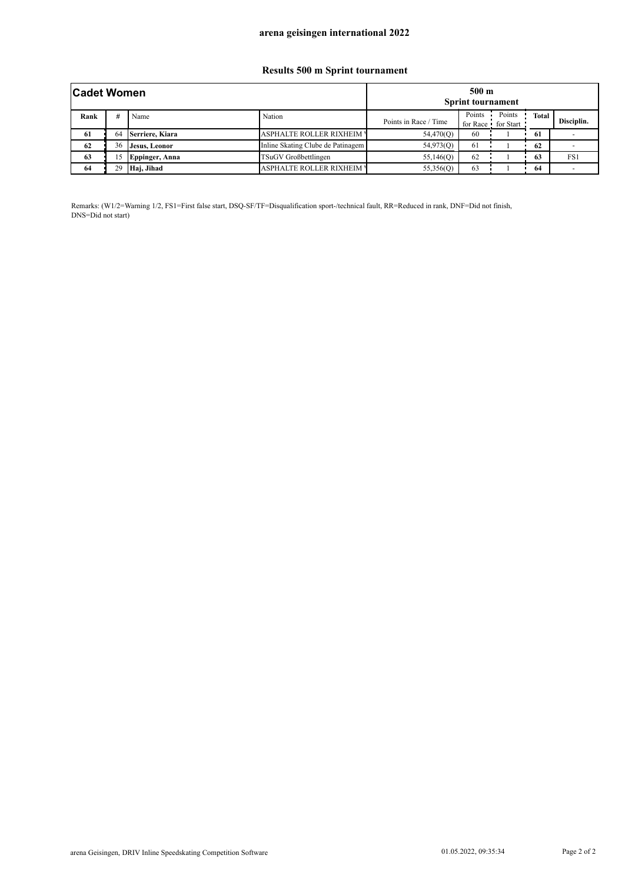# arena geisingen international 2022

## Results 500 m Sprint tournament

| Cadet Women | | | | 500 m Sprint tournament | | | | |
|---|---|---|---|---|---|---|---|---|
| Rank | # | Name | Nation | Points in Race / Time | Points for Race | Points for Start | Total | Disciplin. |
| 61 | 64 | **Serriere, Kiara** | ASPHALTE ROLLER RIXHEIM ' | 54,470(Q) | 60 | 1 | **61** | - |
| 62 | 36 | **Jesus, Leonor** | Inline Skating Clube de Patinagem | 54,973(Q) | 61 | 1 | **62** | - |
| 63 | 15 | **Eppinger, Anna** | TSuGV Großbettlingen | 55,146(Q) | 62 | 1 | **63** | FS1 |
| 64 | 29 | **Haj, Jihad** | ASPHALTE ROLLER RIXHEIM ' | 55,356(Q) | 63 | 1 | **64** | - |

Remarks: (W1/2=Warning 1/2, FS1=First false start, DSQ-SF/TF=Disqualification sport-/technical fault, RR=Reduced in rank, DNF=Did not finish, DNS=Did not start)

arena Geisingen, DRIV Inline Speedskating Competition Software 01.05.2022, 09:35:34